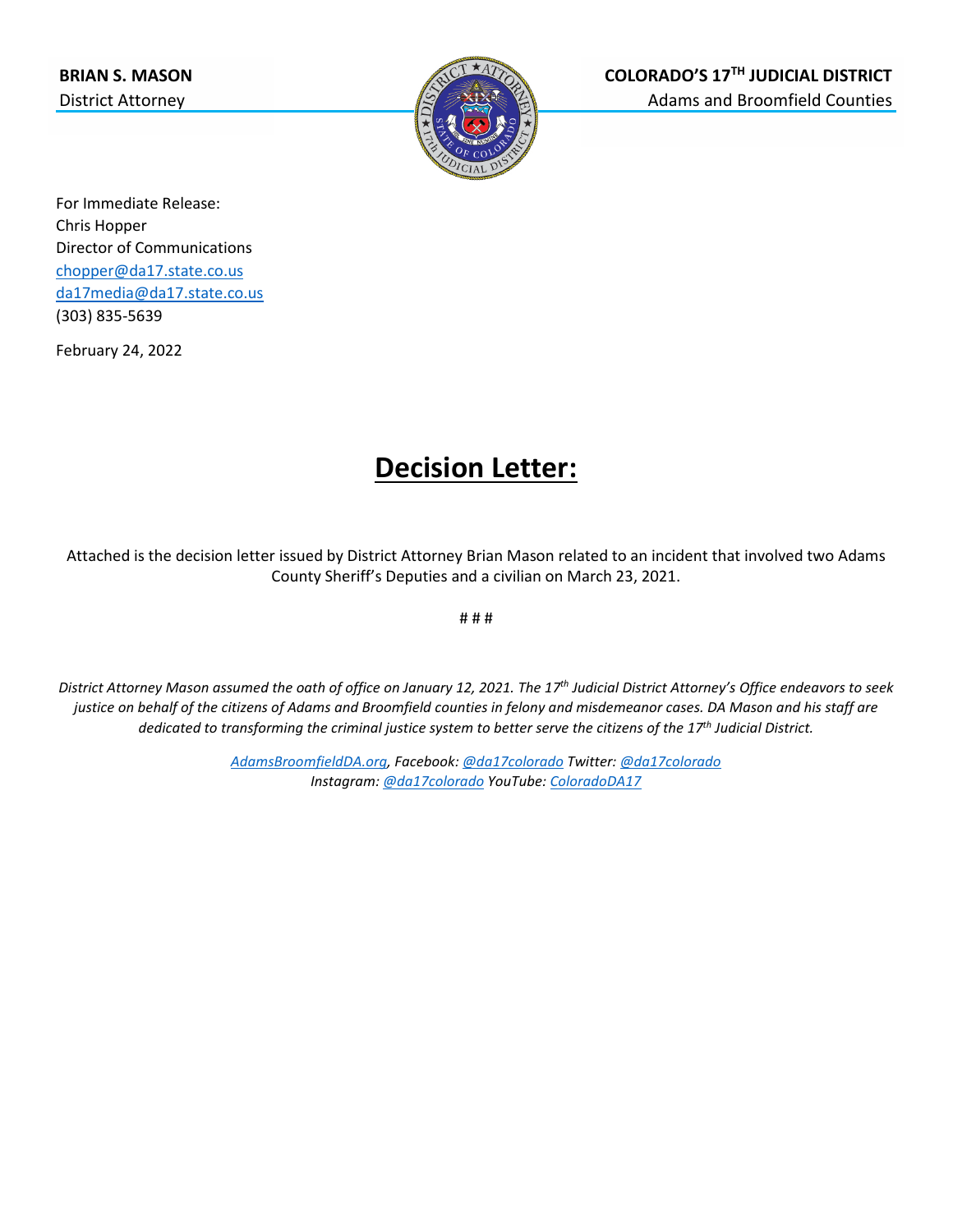**BRIAN S. MASON**
District Attorney

**COLORADO'S 17TH JUDICIAL DISTRICT**
Adams and Broomfield Counties

For Immediate Release:
Chris Hopper
Director of Communications
chopper@da17.state.co.us
da17media@da17.state.co.us
(303) 835-5639

February 24, 2022

# **Decision Letter:**

Attached is the decision letter issued by District Attorney Brian Mason related to an incident that involved two Adams County Sheriff's Deputies and a civilian on March 23, 2021.

# # #

*District Attorney Mason assumed the oath of office on January 12, 2021. The 17th Judicial District Attorney's Office endeavors to seek justice on behalf of the citizens of Adams and Broomfield counties in felony and misdemeanor cases. DA Mason and his staff are dedicated to transforming the criminal justice system to better serve the citizens of the 17th Judicial District.*

*AdamsBroomfieldDA.org, Facebook: @da17colorado Twitter: @da17colorado*
*Instagram: @da17colorado YouTube: ColoradoDA17*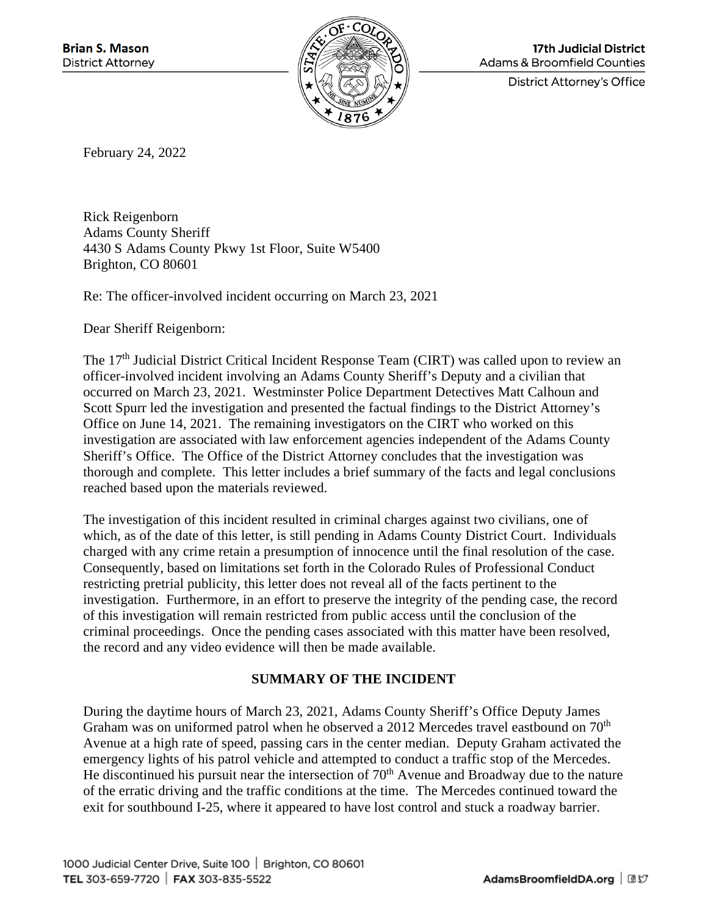Brian S. Mason
District Attorney

17th Judicial District
Adams & Broomfield Counties
District Attorney's Office

February 24, 2022

Rick Reigenborn
Adams County Sheriff
4430 S Adams County Pkwy 1st Floor, Suite W5400
Brighton, CO 80601

Re: The officer-involved incident occurring on March 23, 2021

Dear Sheriff Reigenborn:

The 17th Judicial District Critical Incident Response Team (CIRT) was called upon to review an officer-involved incident involving an Adams County Sheriff's Deputy and a civilian that occurred on March 23, 2021. Westminster Police Department Detectives Matt Calhoun and Scott Spurr led the investigation and presented the factual findings to the District Attorney's Office on June 14, 2021. The remaining investigators on the CIRT who worked on this investigation are associated with law enforcement agencies independent of the Adams County Sheriff's Office. The Office of the District Attorney concludes that the investigation was thorough and complete. This letter includes a brief summary of the facts and legal conclusions reached based upon the materials reviewed.

The investigation of this incident resulted in criminal charges against two civilians, one of which, as of the date of this letter, is still pending in Adams County District Court. Individuals charged with any crime retain a presumption of innocence until the final resolution of the case. Consequently, based on limitations set forth in the Colorado Rules of Professional Conduct restricting pretrial publicity, this letter does not reveal all of the facts pertinent to the investigation. Furthermore, in an effort to preserve the integrity of the pending case, the record of this investigation will remain restricted from public access until the conclusion of the criminal proceedings. Once the pending cases associated with this matter have been resolved, the record and any video evidence will then be made available.

## SUMMARY OF THE INCIDENT

During the daytime hours of March 23, 2021, Adams County Sheriff's Office Deputy James Graham was on uniformed patrol when he observed a 2012 Mercedes travel eastbound on 70th Avenue at a high rate of speed, passing cars in the center median. Deputy Graham activated the emergency lights of his patrol vehicle and attempted to conduct a traffic stop of the Mercedes. He discontinued his pursuit near the intersection of 70th Avenue and Broadway due to the nature of the erratic driving and the traffic conditions at the time. The Mercedes continued toward the exit for southbound I-25, where it appeared to have lost control and stuck a roadway barrier.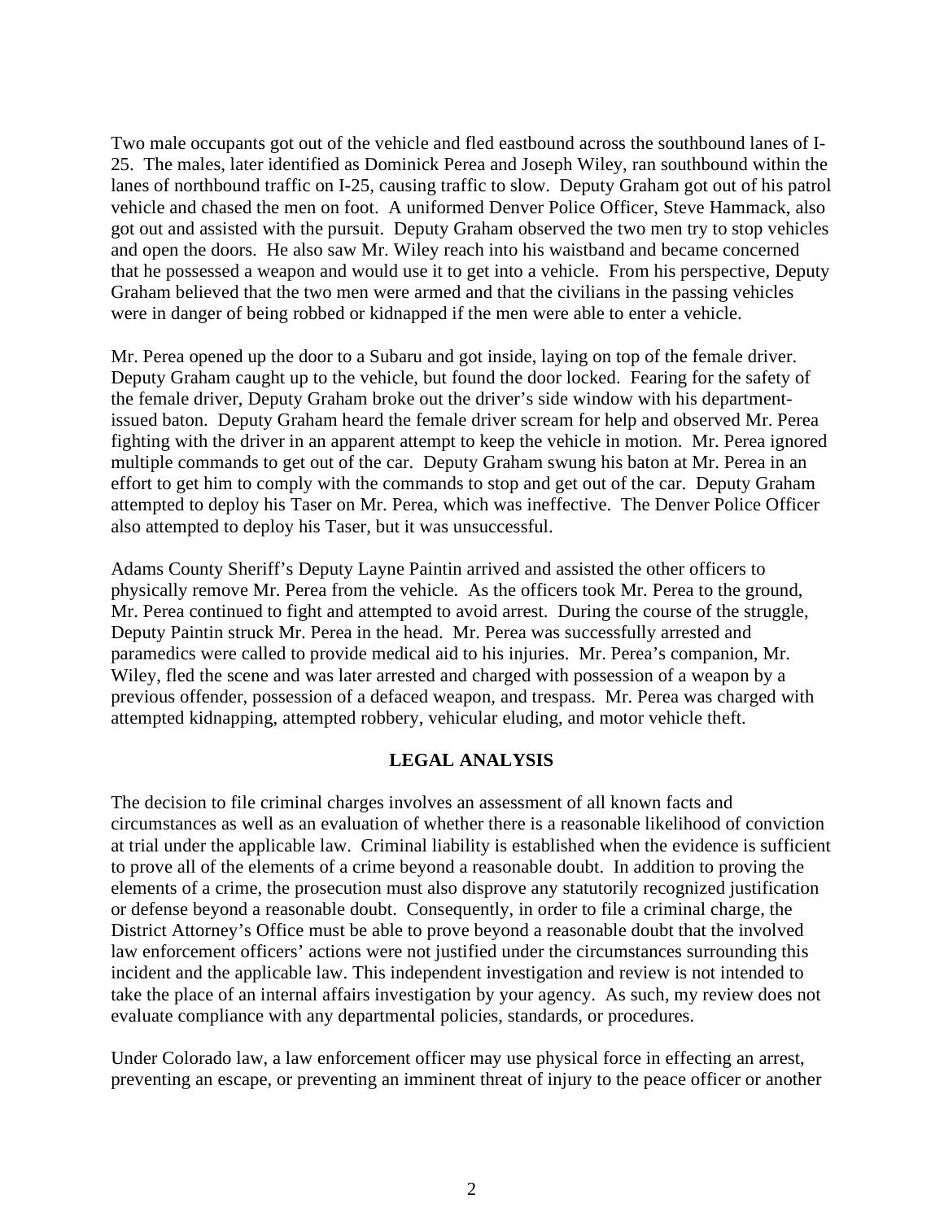Two male occupants got out of the vehicle and fled eastbound across the southbound lanes of I-25. The males, later identified as Dominick Perea and Joseph Wiley, ran southbound within the lanes of northbound traffic on I-25, causing traffic to slow. Deputy Graham got out of his patrol vehicle and chased the men on foot. A uniformed Denver Police Officer, Steve Hammack, also got out and assisted with the pursuit. Deputy Graham observed the two men try to stop vehicles and open the doors. He also saw Mr. Wiley reach into his waistband and became concerned that he possessed a weapon and would use it to get into a vehicle. From his perspective, Deputy Graham believed that the two men were armed and that the civilians in the passing vehicles were in danger of being robbed or kidnapped if the men were able to enter a vehicle.

Mr. Perea opened up the door to a Subaru and got inside, laying on top of the female driver. Deputy Graham caught up to the vehicle, but found the door locked. Fearing for the safety of the female driver, Deputy Graham broke out the driver's side window with his department-issued baton. Deputy Graham heard the female driver scream for help and observed Mr. Perea fighting with the driver in an apparent attempt to keep the vehicle in motion. Mr. Perea ignored multiple commands to get out of the car. Deputy Graham swung his baton at Mr. Perea in an effort to get him to comply with the commands to stop and get out of the car. Deputy Graham attempted to deploy his Taser on Mr. Perea, which was ineffective. The Denver Police Officer also attempted to deploy his Taser, but it was unsuccessful.

Adams County Sheriff's Deputy Layne Paintin arrived and assisted the other officers to physically remove Mr. Perea from the vehicle. As the officers took Mr. Perea to the ground, Mr. Perea continued to fight and attempted to avoid arrest. During the course of the struggle, Deputy Paintin struck Mr. Perea in the head. Mr. Perea was successfully arrested and paramedics were called to provide medical aid to his injuries. Mr. Perea's companion, Mr. Wiley, fled the scene and was later arrested and charged with possession of a weapon by a previous offender, possession of a defaced weapon, and trespass. Mr. Perea was charged with attempted kidnapping, attempted robbery, vehicular eluding, and motor vehicle theft.

## LEGAL ANALYSIS

The decision to file criminal charges involves an assessment of all known facts and circumstances as well as an evaluation of whether there is a reasonable likelihood of conviction at trial under the applicable law. Criminal liability is established when the evidence is sufficient to prove all of the elements of a crime beyond a reasonable doubt. In addition to proving the elements of a crime, the prosecution must also disprove any statutorily recognized justification or defense beyond a reasonable doubt. Consequently, in order to file a criminal charge, the District Attorney's Office must be able to prove beyond a reasonable doubt that the involved law enforcement officers' actions were not justified under the circumstances surrounding this incident and the applicable law. This independent investigation and review is not intended to take the place of an internal affairs investigation by your agency. As such, my review does not evaluate compliance with any departmental policies, standards, or procedures.

Under Colorado law, a law enforcement officer may use physical force in effecting an arrest, preventing an escape, or preventing an imminent threat of injury to the peace officer or another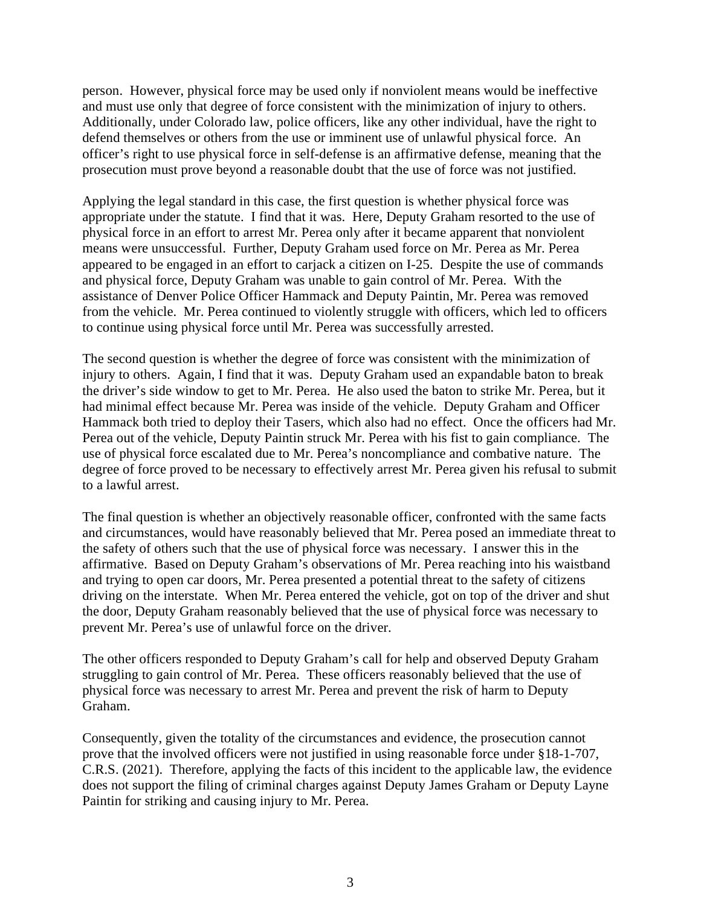person. However, physical force may be used only if nonviolent means would be ineffective and must use only that degree of force consistent with the minimization of injury to others. Additionally, under Colorado law, police officers, like any other individual, have the right to defend themselves or others from the use or imminent use of unlawful physical force. An officer's right to use physical force in self-defense is an affirmative defense, meaning that the prosecution must prove beyond a reasonable doubt that the use of force was not justified.

Applying the legal standard in this case, the first question is whether physical force was appropriate under the statute. I find that it was. Here, Deputy Graham resorted to the use of physical force in an effort to arrest Mr. Perea only after it became apparent that nonviolent means were unsuccessful. Further, Deputy Graham used force on Mr. Perea as Mr. Perea appeared to be engaged in an effort to carjack a citizen on I-25. Despite the use of commands and physical force, Deputy Graham was unable to gain control of Mr. Perea. With the assistance of Denver Police Officer Hammack and Deputy Paintin, Mr. Perea was removed from the vehicle. Mr. Perea continued to violently struggle with officers, which led to officers to continue using physical force until Mr. Perea was successfully arrested.

The second question is whether the degree of force was consistent with the minimization of injury to others. Again, I find that it was. Deputy Graham used an expandable baton to break the driver's side window to get to Mr. Perea. He also used the baton to strike Mr. Perea, but it had minimal effect because Mr. Perea was inside of the vehicle. Deputy Graham and Officer Hammack both tried to deploy their Tasers, which also had no effect. Once the officers had Mr. Perea out of the vehicle, Deputy Paintin struck Mr. Perea with his fist to gain compliance. The use of physical force escalated due to Mr. Perea's noncompliance and combative nature. The degree of force proved to be necessary to effectively arrest Mr. Perea given his refusal to submit to a lawful arrest.

The final question is whether an objectively reasonable officer, confronted with the same facts and circumstances, would have reasonably believed that Mr. Perea posed an immediate threat to the safety of others such that the use of physical force was necessary. I answer this in the affirmative. Based on Deputy Graham's observations of Mr. Perea reaching into his waistband and trying to open car doors, Mr. Perea presented a potential threat to the safety of citizens driving on the interstate. When Mr. Perea entered the vehicle, got on top of the driver and shut the door, Deputy Graham reasonably believed that the use of physical force was necessary to prevent Mr. Perea's use of unlawful force on the driver.

The other officers responded to Deputy Graham's call for help and observed Deputy Graham struggling to gain control of Mr. Perea. These officers reasonably believed that the use of physical force was necessary to arrest Mr. Perea and prevent the risk of harm to Deputy Graham.

Consequently, given the totality of the circumstances and evidence, the prosecution cannot prove that the involved officers were not justified in using reasonable force under §18-1-707, C.R.S. (2021). Therefore, applying the facts of this incident to the applicable law, the evidence does not support the filing of criminal charges against Deputy James Graham or Deputy Layne Paintin for striking and causing injury to Mr. Perea.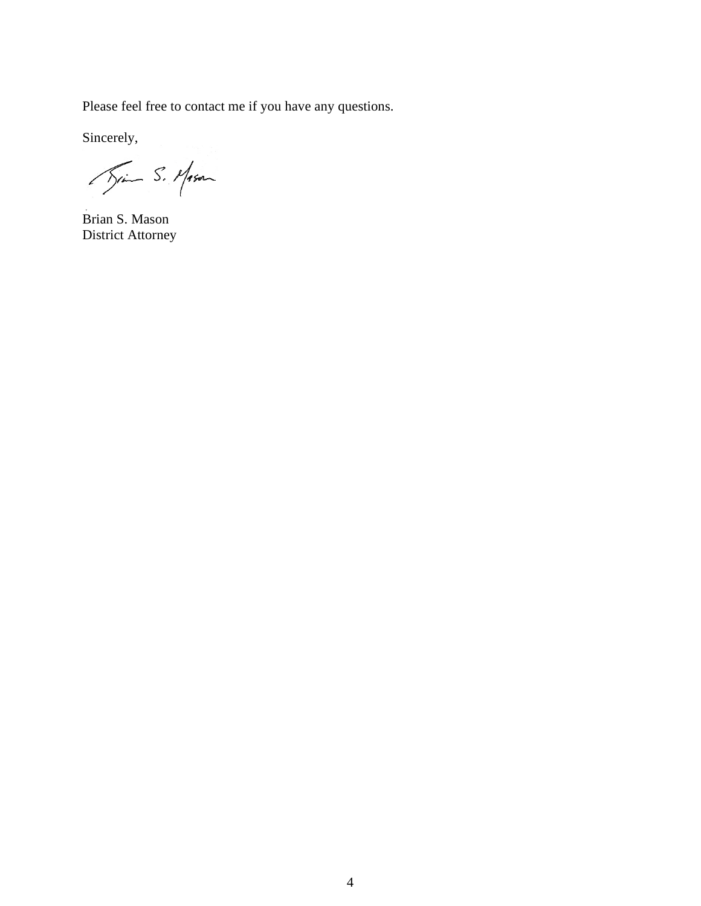Please feel free to contact me if you have any questions.

Sincerely,

Brian S. Mason
District Attorney